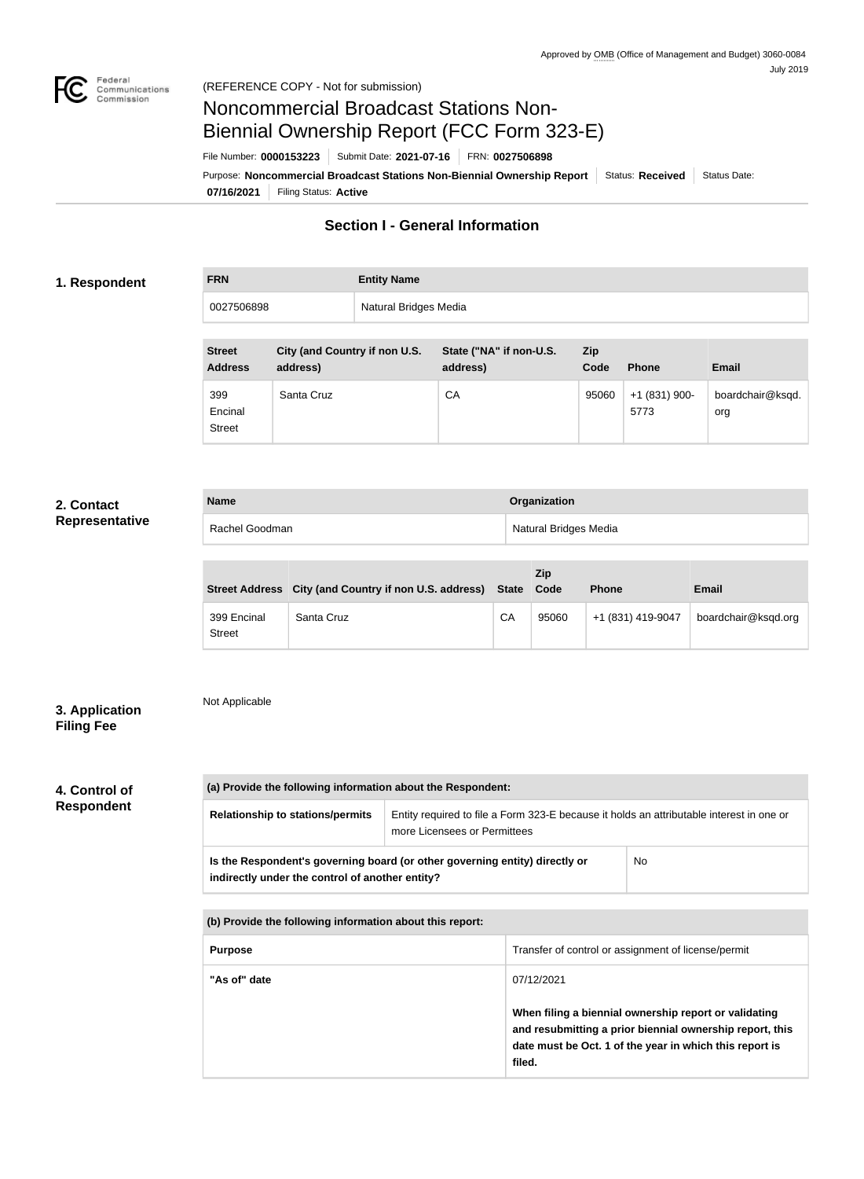Approved by OMB (Office of Management and Budget) 3060-0084
July 2019

(REFERENCE COPY - Not for submission)

# Noncommercial Broadcast Stations Non-Biennial Ownership Report (FCC Form 323-E)

File Number: **0000153223** | Submit Date: **2021-07-16** | FRN: **0027506898**

Purpose: **Noncommercial Broadcast Stations Non-Biennial Ownership Report** | Status: **Received** | Status Date: **07/16/2021** | Filing Status: **Active**

## Section I - General Information

### 1. Respondent

| FRN | Entity Name |
| --- | --- |
| 0027506898 | Natural Bridges Media |

| Street Address | City (and Country if non U.S. address) | State ("NA" if non-U.S. address) | Zip Code | Phone | Email |
| --- | --- | --- | --- | --- | --- |
| 399 Encinal Street | Santa Cruz | CA | 95060 | +1 (831) 900-5773 | boardchair@ksqd.org |

### 2. Contact Representative

| Name | Organization |
| --- | --- |
| Rachel Goodman | Natural Bridges Media |

| Street Address | City (and Country if non U.S. address) | State | Zip Code | Phone | Email |
| --- | --- | --- | --- | --- | --- |
| 399 Encinal Street | Santa Cruz | CA | 95060 | +1 (831) 419-9047 | boardchair@ksqd.org |

### 3. Application Filing Fee

Not Applicable

### 4. Control of Respondent

| (a) Provide the following information about the Respondent: | |
| --- | --- |
| Relationship to stations/permits | Entity required to file a Form 323-E because it holds an attributable interest in one or more Licensees or Permittees |
| Is the Respondent's governing board (or other governing entity) directly or indirectly under the control of another entity? | No |

| (b) Provide the following information about this report: | |
| --- | --- |
| Purpose | Transfer of control or assignment of license/permit |
| "As of" date | 07/12/2021<br><br>**When filing a biennial ownership report or validating and resubmitting a prior biennial ownership report, this date must be Oct. 1 of the year in which this report is filed.** |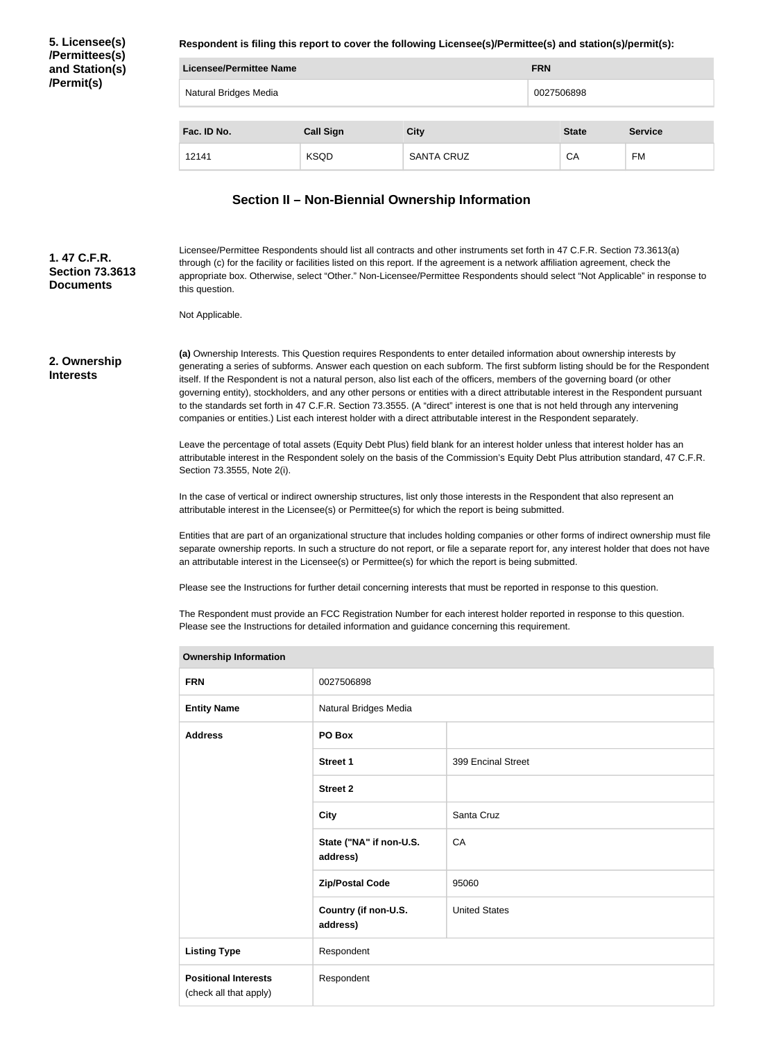**5. Licensee(s)/Permittees(s) and Station(s)/Permit(s)**

**Respondent is filing this report to cover the following Licensee(s)/Permittee(s) and station(s)/permit(s):**

| Licensee/Permittee Name | FRN |
| --- | --- |
| Natural Bridges Media | 0027506898 |

| Fac. ID No. | Call Sign | City | State | Service |
| --- | --- | --- | --- | --- |
| 12141 | KSQD | SANTA CRUZ | CA | FM |

## Section II – Non-Biennial Ownership Information

**1. 47 C.F.R. Section 73.3613 Documents**

Licensee/Permittee Respondents should list all contracts and other instruments set forth in 47 C.F.R. Section 73.3613(a) through (c) for the facility or facilities listed on this report. If the agreement is a network affiliation agreement, check the appropriate box. Otherwise, select "Other." Non-Licensee/Permittee Respondents should select "Not Applicable" in response to this question.

Not Applicable.

**2. Ownership Interests**

**(a)** Ownership Interests. This Question requires Respondents to enter detailed information about ownership interests by generating a series of subforms. Answer each question on each subform. The first subform listing should be for the Respondent itself. If the Respondent is not a natural person, also list each of the officers, members of the governing board (or other governing entity), stockholders, and any other persons or entities with a direct attributable interest in the Respondent pursuant to the standards set forth in 47 C.F.R. Section 73.3555. (A "direct" interest is one that is not held through any intervening companies or entities.) List each interest holder with a direct attributable interest in the Respondent separately.

Leave the percentage of total assets (Equity Debt Plus) field blank for an interest holder unless that interest holder has an attributable interest in the Respondent solely on the basis of the Commission's Equity Debt Plus attribution standard, 47 C.F.R. Section 73.3555, Note 2(i).

In the case of vertical or indirect ownership structures, list only those interests in the Respondent that also represent an attributable interest in the Licensee(s) or Permittee(s) for which the report is being submitted.

Entities that are part of an organizational structure that includes holding companies or other forms of indirect ownership must file separate ownership reports. In such a structure do not report, or file a separate report for, any interest holder that does not have an attributable interest in the Licensee(s) or Permittee(s) for which the report is being submitted.

Please see the Instructions for further detail concerning interests that must be reported in response to this question.

The Respondent must provide an FCC Registration Number for each interest holder reported in response to this question. Please see the Instructions for detailed information and guidance concerning this requirement.

| Ownership Information | | |
| --- | --- | --- |
| FRN | 0027506898 | |
| Entity Name | Natural Bridges Media | |
| Address | PO Box | |
| | Street 1 | 399 Encinal Street |
| | Street 2 | |
| | City | Santa Cruz |
| | State ("NA" if non-U.S. address) | CA |
| | Zip/Postal Code | 95060 |
| | Country (if non-U.S. address) | United States |
| Listing Type | Respondent | |
| Positional Interests (check all that apply) | Respondent | |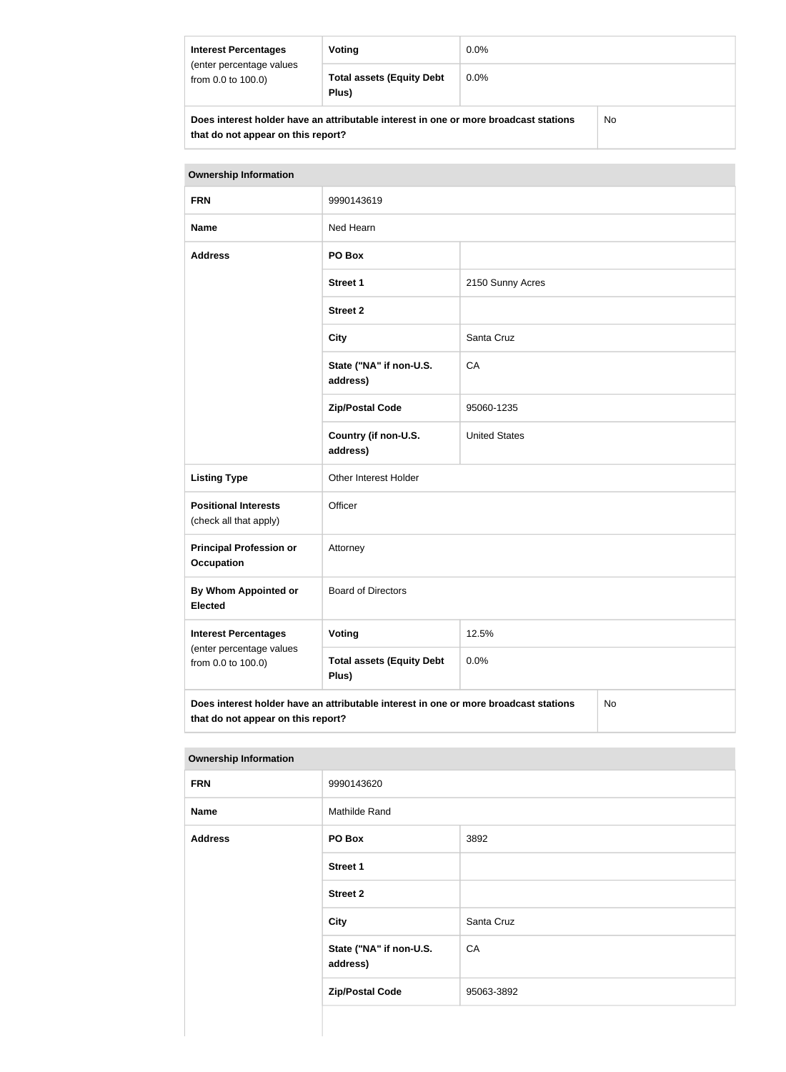| Interest Percentages (enter percentage values from 0.0 to 100.0) | Voting | 0.0% |
|---|---|---|
| | Total assets (Equity Debt Plus) | 0.0% |
| Does interest holder have an attributable interest in one or more broadcast stations that do not appear on this report? | | No |

| Ownership Information | | |
|---|---|---|
| FRN | 9990143619 | |
| Name | Ned Hearn | |
| Address | PO Box | |
| | Street 1 | 2150 Sunny Acres |
| | Street 2 | |
| | City | Santa Cruz |
| | State ("NA" if non-U.S. address) | CA |
| | Zip/Postal Code | 95060-1235 |
| | Country (if non-U.S. address) | United States |
| Listing Type | Other Interest Holder | |
| Positional Interests (check all that apply) | Officer | |
| Principal Profession or Occupation | Attorney | |
| By Whom Appointed or Elected | Board of Directors | |
| Interest Percentages (enter percentage values from 0.0 to 100.0) | Voting | 12.5% |
| | Total assets (Equity Debt Plus) | 0.0% |
| Does interest holder have an attributable interest in one or more broadcast stations that do not appear on this report? | | No |

| Ownership Information | | |
|---|---|---|
| FRN | 9990143620 | |
| Name | Mathilde Rand | |
| Address | PO Box | 3892 |
| | Street 1 | |
| | Street 2 | |
| | City | Santa Cruz |
| | State ("NA" if non-U.S. address) | CA |
| | Zip/Postal Code | 95063-3892 |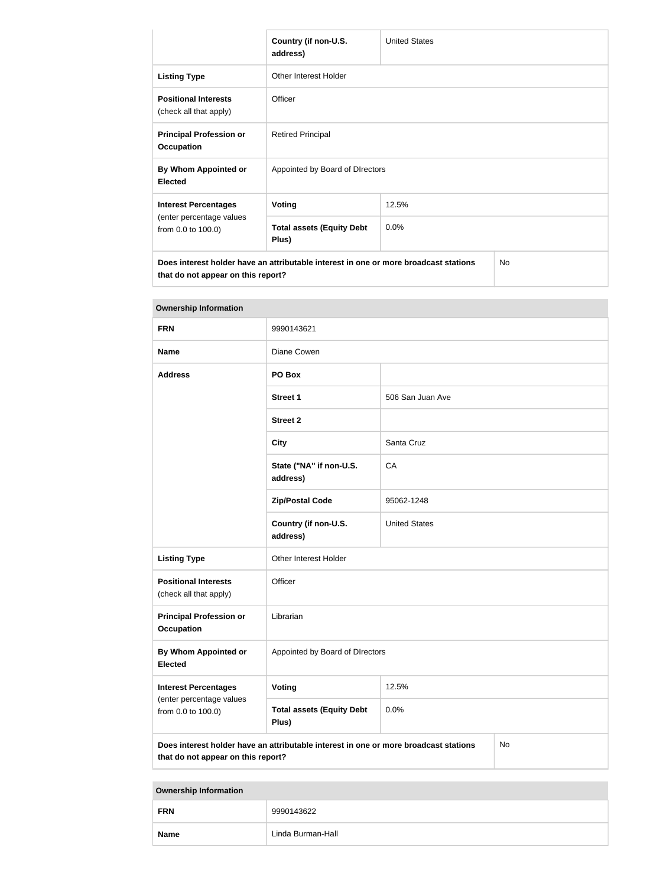| | Country (if non-U.S. address) | United States |
|---|---|---|
| **Listing Type** | Other Interest Holder | |
| **Positional Interests** (check all that apply) | Officer | |
| **Principal Profession or Occupation** | Retired Principal | |
| **By Whom Appointed or Elected** | Appointed by Board of DIrectors | |
| **Interest Percentages** (enter percentage values from 0.0 to 100.0) | **Voting** | 12.5% |
| | **Total assets (Equity Debt Plus)** | 0.0% |
| **Does interest holder have an attributable interest in one or more broadcast stations that do not appear on this report?** | | No |

| **Ownership Information** | | |
|---|---|---|
| **FRN** | 9990143621 | |
| **Name** | Diane Cowen | |
| **Address** | **PO Box** | |
| | **Street 1** | 506 San Juan Ave |
| | **Street 2** | |
| | **City** | Santa Cruz |
| | **State ("NA" if non-U.S. address)** | CA |
| | **Zip/Postal Code** | 95062-1248 |
| | **Country (if non-U.S. address)** | United States |
| **Listing Type** | Other Interest Holder | |
| **Positional Interests** (check all that apply) | Officer | |
| **Principal Profession or Occupation** | Librarian | |
| **By Whom Appointed or Elected** | Appointed by Board of DIrectors | |
| **Interest Percentages** (enter percentage values from 0.0 to 100.0) | **Voting** | 12.5% |
| | **Total assets (Equity Debt Plus)** | 0.0% |
| **Does interest holder have an attributable interest in one or more broadcast stations that do not appear on this report?** | | No |

| **Ownership Information** | |
|---|---|
| **FRN** | 9990143622 |
| **Name** | Linda Burman-Hall |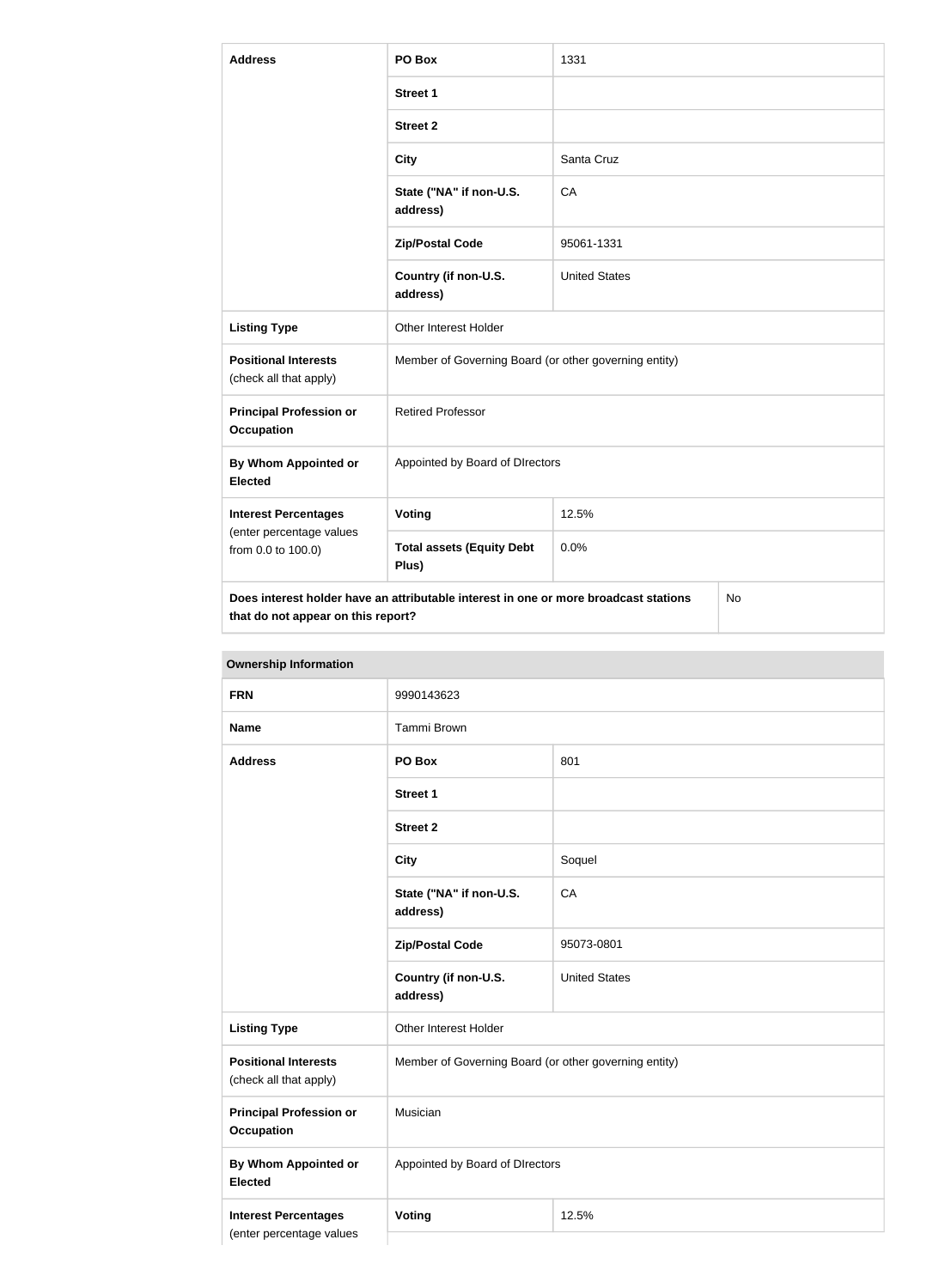| Address | PO Box | 1331 |
|---|---|---|
| | Street 1 | |
| | Street 2 | |
| | City | Santa Cruz |
| | State ("NA" if non-U.S. address) | CA |
| | Zip/Postal Code | 95061-1331 |
| | Country (if non-U.S. address) | United States |
| Listing Type | Other Interest Holder | |
| Positional Interests (check all that apply) | Member of Governing Board (or other governing entity) | |
| Principal Profession or Occupation | Retired Professor | |
| By Whom Appointed or Elected | Appointed by Board of DIrectors | |
| Interest Percentages (enter percentage values from 0.0 to 100.0) | Voting | 12.5% |
| | Total assets (Equity Debt Plus) | 0.0% |
| Does interest holder have an attributable interest in one or more broadcast stations that do not appear on this report? | | No |

**Ownership Information**

| FRN | 9990143623 | |
|---|---|---|
| Name | Tammi Brown | |
| Address | PO Box | 801 |
| | Street 1 | |
| | Street 2 | |
| | City | Soquel |
| | State ("NA" if non-U.S. address) | CA |
| | Zip/Postal Code | 95073-0801 |
| | Country (if non-U.S. address) | United States |
| Listing Type | Other Interest Holder | |
| Positional Interests (check all that apply) | Member of Governing Board (or other governing entity) | |
| Principal Profession or Occupation | Musician | |
| By Whom Appointed or Elected | Appointed by Board of DIrectors | |
| Interest Percentages (enter percentage values | Voting | 12.5% |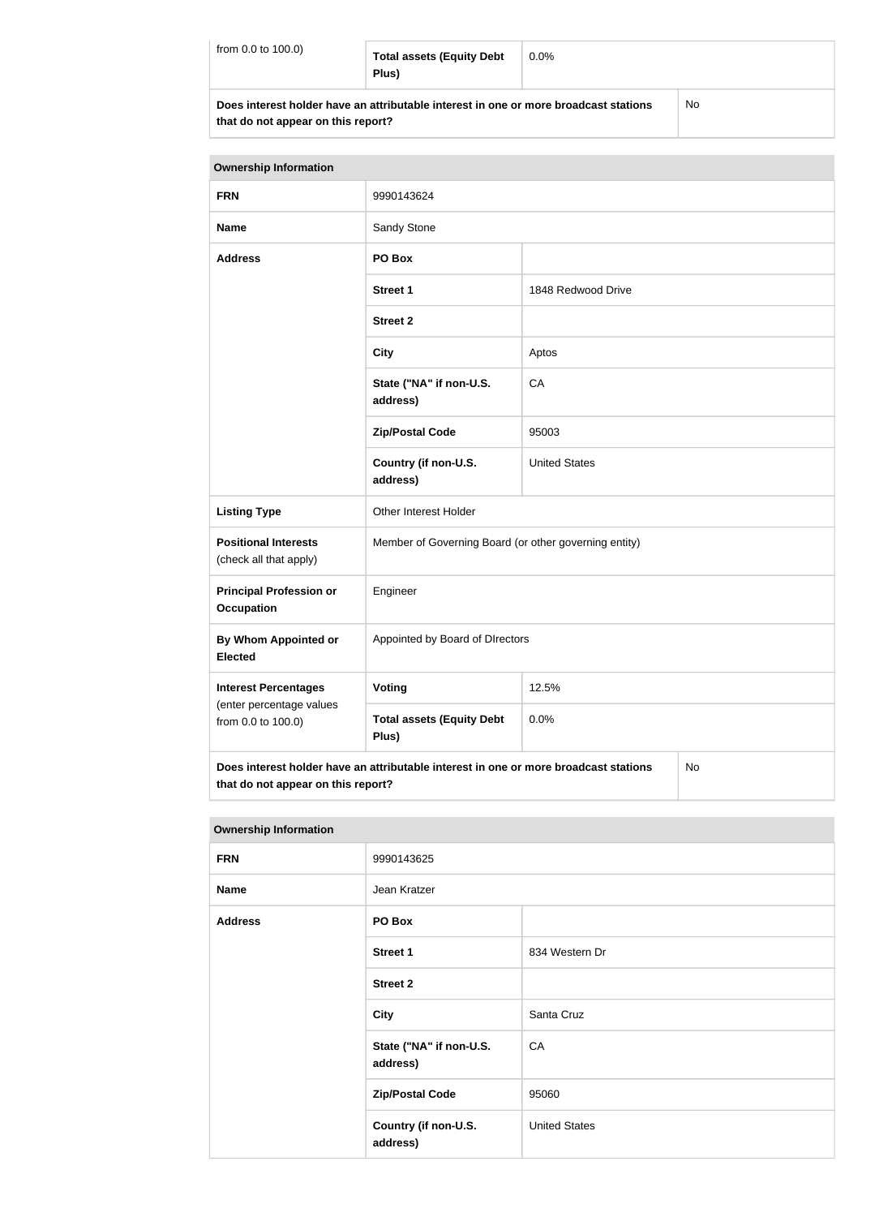| from 0.0 to 100.0) | Total assets (Equity Debt Plus) | 0.0% |
|---|---|---|
| **Does interest holder have an attributable interest in one or more broadcast stations that do not appear on this report?** | | No |

| Ownership Information | | |
|---|---|---|
| **FRN** | 9990143624 | |
| **Name** | Sandy Stone | |
| **Address** | **PO Box** | |
| | **Street 1** | 1848 Redwood Drive |
| | **Street 2** | |
| | **City** | Aptos |
| | **State ("NA" if non-U.S. address)** | CA |
| | **Zip/Postal Code** | 95003 |
| | **Country (if non-U.S. address)** | United States |
| **Listing Type** | Other Interest Holder | |
| **Positional Interests** (check all that apply) | Member of Governing Board (or other governing entity) | |
| **Principal Profession or Occupation** | Engineer | |
| **By Whom Appointed or Elected** | Appointed by Board of DIrectors | |
| **Interest Percentages** (enter percentage values from 0.0 to 100.0) | **Voting** | 12.5% |
| | **Total assets (Equity Debt Plus)** | 0.0% |
| **Does interest holder have an attributable interest in one or more broadcast stations that do not appear on this report?** | | No |

| Ownership Information | | |
|---|---|---|
| **FRN** | 9990143625 | |
| **Name** | Jean Kratzer | |
| **Address** | **PO Box** | |
| | **Street 1** | 834 Western Dr |
| | **Street 2** | |
| | **City** | Santa Cruz |
| | **State ("NA" if non-U.S. address)** | CA |
| | **Zip/Postal Code** | 95060 |
| | **Country (if non-U.S. address)** | United States |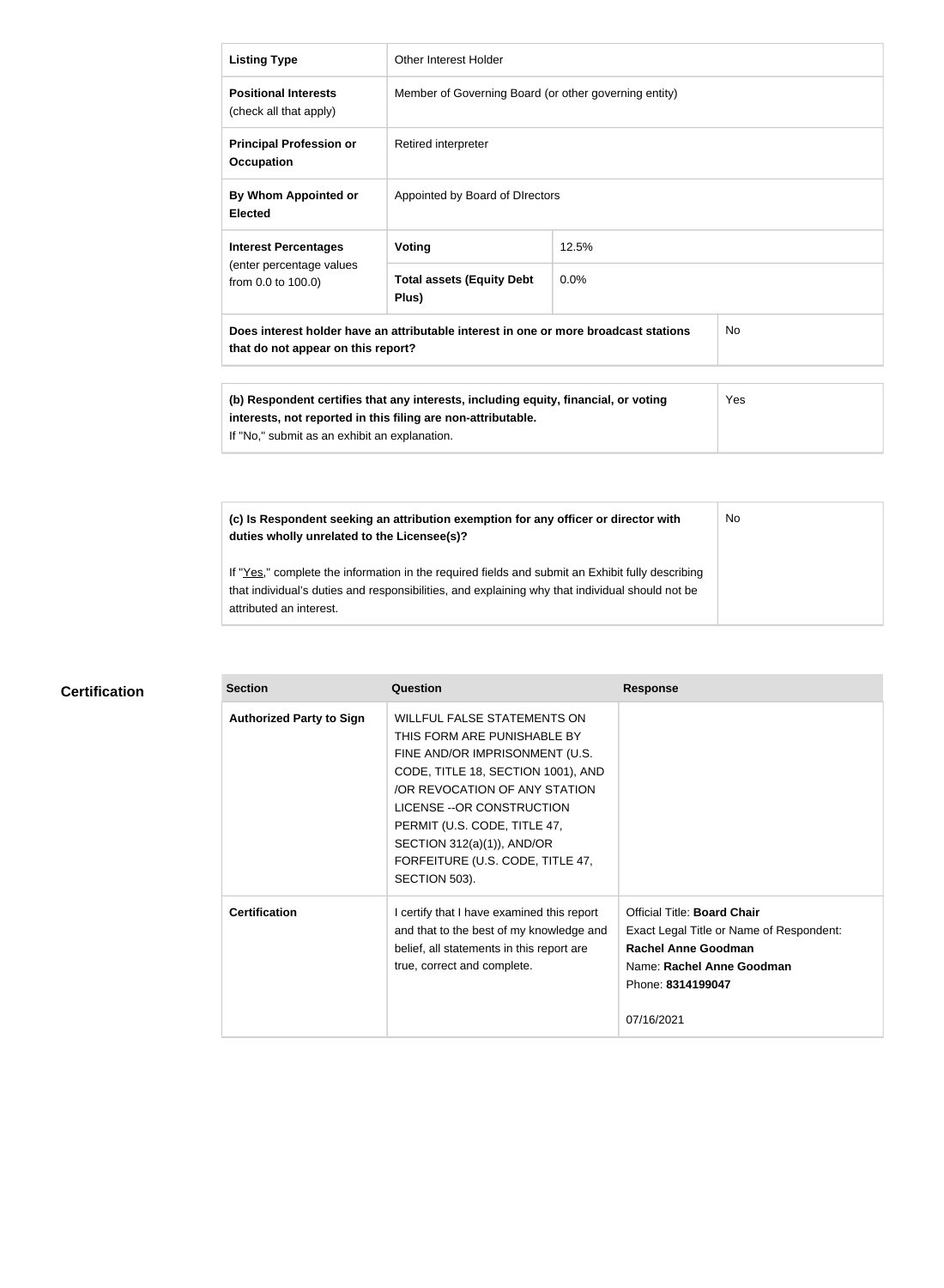| | | | |
|---|---|---|---|
| **Listing Type** | Other Interest Holder | | |
| **Positional Interests** (check all that apply) | Member of Governing Board (or other governing entity) | | |
| **Principal Profession or Occupation** | Retired interpreter | | |
| **By Whom Appointed or Elected** | Appointed by Board of DIrectors | | |
| **Interest Percentages** (enter percentage values from 0.0 to 100.0) | **Voting** | 12.5% | |
| | **Total assets (Equity Debt Plus)** | 0.0% | |
| **Does interest holder have an attributable interest in one or more broadcast stations that do not appear on this report?** | | | No |

| | |
|---|---|
| **(b) Respondent certifies that any interests, including equity, financial, or voting interests, not reported in this filing are non-attributable.** If "No," submit as an exhibit an explanation. | Yes |

| | |
|---|---|
| **(c) Is Respondent seeking an attribution exemption for any officer or director with duties wholly unrelated to the Licensee(s)?** If "Yes," complete the information in the required fields and submit an Exhibit fully describing that individual's duties and responsibilities, and explaining why that individual should not be attributed an interest. | No |

## Certification

| Section | Question | Response |
|---|---|---|
| **Authorized Party to Sign** | WILLFUL FALSE STATEMENTS ON THIS FORM ARE PUNISHABLE BY FINE AND/OR IMPRISONMENT (U.S. CODE, TITLE 18, SECTION 1001), AND /OR REVOCATION OF ANY STATION LICENSE --OR CONSTRUCTION PERMIT (U.S. CODE, TITLE 47, SECTION 312(a)(1)), AND/OR FORFEITURE (U.S. CODE, TITLE 47, SECTION 503). | |
| **Certification** | I certify that I have examined this report and that to the best of my knowledge and belief, all statements in this report are true, correct and complete. | Official Title: **Board Chair**<br>Exact Legal Title or Name of Respondent: **Rachel Anne Goodman**<br>Name: **Rachel Anne Goodman**<br>Phone: **8314199047**<br><br>07/16/2021 |